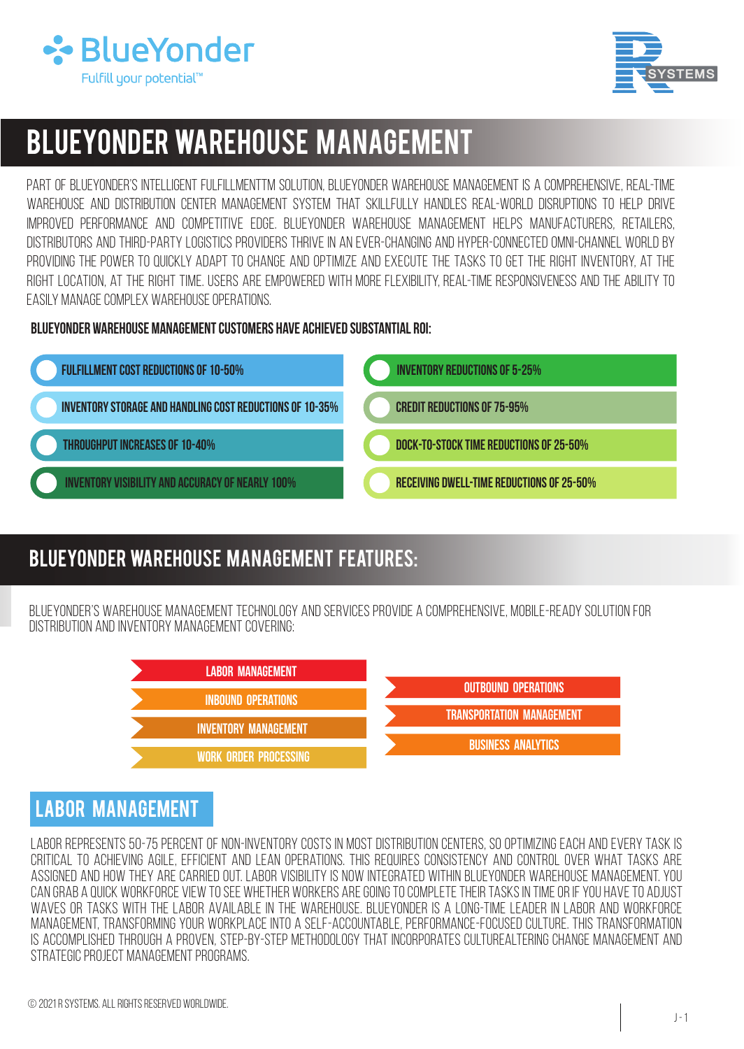# BLUEYONDER WAREHOUSE MANAGEMENT

PART OF BLUEYONDER'S INTELLIGENT FULFILLMENTTM SOLUTION, BLUEYONDER WAREHOUSE MANAGEMENT IS A COMPREHENSIVE, REAL-TIME WAREHOUSE AND DISTRIBUTION CENTER MANAGEMENT SYSTEM THAT SKILLFULLY HANDLES REAL-WORLD DISRUPTIONS TO HELP DRIVE IMPROVED PERFORMANCE AND COMPETITIVE EDGE. BLUEYONDER WAREHOUSE MANAGEMENT HELPS MANUFACTURERS, RETAILERS, DISTRIBUTORS AND THIRD-PARTY LOGISTICS PROVIDERS THRIVE IN AN EVER-CHANGING AND HYPER-CONNECTED OMNI-CHANNEL WORLD BY PROVIDING THE POWER TO QUICKLY ADAPT TO CHANGE AND OPTIMIZE AND EXECUTE THE TASKS TO GET THE RIGHT INVENTORY, AT THE RIGHT LOCATION, AT THE RIGHT TIME. USERS ARE EMPOWERED WITH MORE FLEXIBILITY, REAL-TIME RESPONSIVENESS AND THE ABILITY TO EASILY MANAGE COMPLEX WAREHOUSE OPERATIONS.

**BLUEYONDER WAREHOUSE MANAGEMENT CUSTOMERS HAVE ACHIEVED SUBSTANTIAL ROI:**

- FULFILLMENT COST REDUCTIONS OF 10-50%
- INVENTORY STORAGE AND HANDLING COST REDUCTIONS OF 10-35%
- THROUGHPUT INCREASES OF 10-40%
- INVENTORY VISIBILITY AND ACCURACY OF NEARLY 100%
- INVENTORY REDUCTIONS OF 5-25%
- CREDIT REDUCTIONS OF 75-95%
- DOCK-TO-STOCK TIME REDUCTIONS OF 25-50%
- RECEIVING DWELL-TIME REDUCTIONS OF 25-50%

## BLUEYONDER WAREHOUSE MANAGEMENT FEATURES:

BLUEYONDER'S WAREHOUSE MANAGEMENT TECHNOLOGY AND SERVICES PROVIDE A COMPREHENSIVE, MOBILE-READY SOLUTION FOR DISTRIBUTION AND INVENTORY MANAGEMENT COVERING:

- LABOR MANAGEMENT
- INBOUND OPERATIONS
- INVENTORY MANAGEMENT
- WORK ORDER PROCESSING
- OUTBOUND OPERATIONS
- TRANSPORTATION MANAGEMENT
- BUSINESS ANALYTICS

### LABOR MANAGEMENT

LABOR REPRESENTS 50-75 PERCENT OF NON-INVENTORY COSTS IN MOST DISTRIBUTION CENTERS, SO OPTIMIZING EACH AND EVERY TASK IS CRITICAL TO ACHIEVING AGILE, EFFICIENT AND LEAN OPERATIONS. THIS REQUIRES CONSISTENCY AND CONTROL OVER WHAT TASKS ARE ASSIGNED AND HOW THEY ARE CARRIED OUT. LABOR VISIBILITY IS NOW INTEGRATED WITHIN BLUEYONDER WAREHOUSE MANAGEMENT. YOU CAN GRAB A QUICK WORKFORCE VIEW TO SEE WHETHER WORKERS ARE GOING TO COMPLETE THEIR TASKS IN TIME OR IF YOU HAVE TO ADJUST WAVES OR TASKS WITH THE LABOR AVAILABLE IN THE WAREHOUSE. BLUEYONDER IS A LONG-TIME LEADER IN LABOR AND WORKFORCE MANAGEMENT, TRANSFORMING YOUR WORKPLACE INTO A SELF-ACCOUNTABLE, PERFORMANCE-FOCUSED CULTURE. THIS TRANSFORMATION IS ACCOMPLISHED THROUGH A PROVEN, STEP-BY-STEP METHODOLOGY THAT INCORPORATES CULTUREALTERING CHANGE MANAGEMENT AND STRATEGIC PROJECT MANAGEMENT PROGRAMS.

© 2021 R SYSTEMS. ALL RIGHTS RESERVED WORLDWIDE.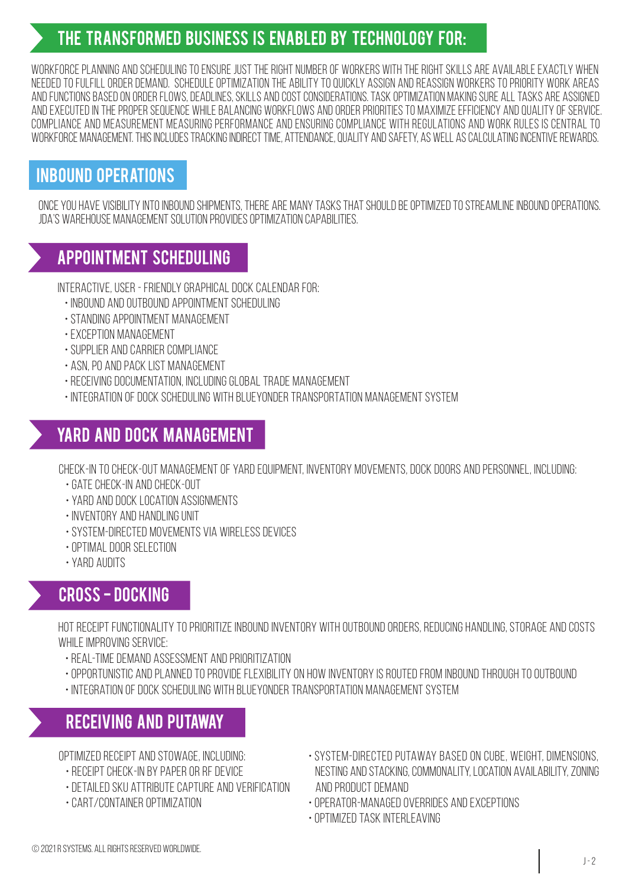## THE TRANSFORMED BUSINESS IS ENABLED BY TECHNOLOGY FOR:

WORKFORCE PLANNING AND SCHEDULING TO ENSURE JUST THE RIGHT NUMBER OF WORKERS WITH THE RIGHT SKILLS ARE AVAILABLE EXACTLY WHEN NEEDED TO FULFILL ORDER DEMAND. SCHEDULE OPTIMIZATION THE ABILITY TO QUICKLY ASSIGN AND REASSIGN WORKERS TO PRIORITY WORK AREAS AND FUNCTIONS BASED ON ORDER FLOWS, DEADLINES, SKILLS AND COST CONSIDERATIONS. TASK OPTIMIZATION MAKING SURE ALL TASKS ARE ASSIGNED AND EXECUTED IN THE PROPER SEQUENCE WHILE BALANCING WORKFLOWS AND ORDER PRIORITIES TO MAXIMIZE EFFICIENCY AND QUALITY OF SERVICE. COMPLIANCE AND MEASUREMENT MEASURING PERFORMANCE AND ENSURING COMPLIANCE WITH REGULATIONS AND WORK RULES IS CENTRAL TO WORKFORCE MANAGEMENT. THIS INCLUDES TRACKING INDIRECT TIME, ATTENDANCE, QUALITY AND SAFETY, AS WELL AS CALCULATING INCENTIVE REWARDS.

## INBOUND OPERATIONS

ONCE YOU HAVE VISIBILITY INTO INBOUND SHIPMENTS, THERE ARE MANY TASKS THAT SHOULD BE OPTIMIZED TO STREAMLINE INBOUND OPERATIONS. JDA'S WAREHOUSE MANAGEMENT SOLUTION PROVIDES OPTIMIZATION CAPABILITIES.

### APPOINTMENT SCHEDULING

INTERACTIVE, USER - FRIENDLY GRAPHICAL DOCK CALENDAR FOR:

- INBOUND AND OUTBOUND APPOINTMENT SCHEDULING
- STANDING APPOINTMENT MANAGEMENT
- EXCEPTION MANAGEMENT
- SUPPLIER AND CARRIER COMPLIANCE
- ASN, PO AND PACK LIST MANAGEMENT
- RECEIVING DOCUMENTATION, INCLUDING GLOBAL TRADE MANAGEMENT
- INTEGRATION OF DOCK SCHEDULING WITH BLUEYONDER TRANSPORTATION MANAGEMENT SYSTEM

### YARD AND DOCK MANAGEMENT

CHECK-IN TO CHECK-OUT MANAGEMENT OF YARD EQUIPMENT, INVENTORY MOVEMENTS, DOCK DOORS AND PERSONNEL, INCLUDING:

- GATE CHECK-IN AND CHECK-OUT
- YARD AND DOCK LOCATION ASSIGNMENTS
- INVENTORY AND HANDLING UNIT
- SYSTEM-DIRECTED MOVEMENTS VIA WIRELESS DEVICES
- OPTIMAL DOOR SELECTION
- YARD AUDITS

### CROSS - DOCKING

HOT RECEIPT FUNCTIONALITY TO PRIORITIZE INBOUND INVENTORY WITH OUTBOUND ORDERS, REDUCING HANDLING, STORAGE AND COSTS WHILE IMPROVING SERVICE:

- REAL-TIME DEMAND ASSESSMENT AND PRIORITIZATION
- OPPORTUNISTIC AND PLANNED TO PROVIDE FLEXIBILITY ON HOW INVENTORY IS ROUTED FROM INBOUND THROUGH TO OUTBOUND
- INTEGRATION OF DOCK SCHEDULING WITH BLUEYONDER TRANSPORTATION MANAGEMENT SYSTEM

### RECEIVING AND PUTAWAY

OPTIMIZED RECEIPT AND STOWAGE, INCLUDING:

- RECEIPT CHECK-IN BY PAPER OR RF DEVICE
- DETAILED SKU ATTRIBUTE CAPTURE AND VERIFICATION
- CART/CONTAINER OPTIMIZATION
- SYSTEM-DIRECTED PUTAWAY BASED ON CUBE, WEIGHT, DIMENSIONS, NESTING AND STACKING, COMMONALITY, LOCATION AVAILABILITY, ZONING AND PRODUCT DEMAND
- OPERATOR-MANAGED OVERRIDES AND EXCEPTIONS
- OPTIMIZED TASK INTERLEAVING

© 2021 R SYSTEMS. ALL RIGHTS RESERVED WORLDWIDE.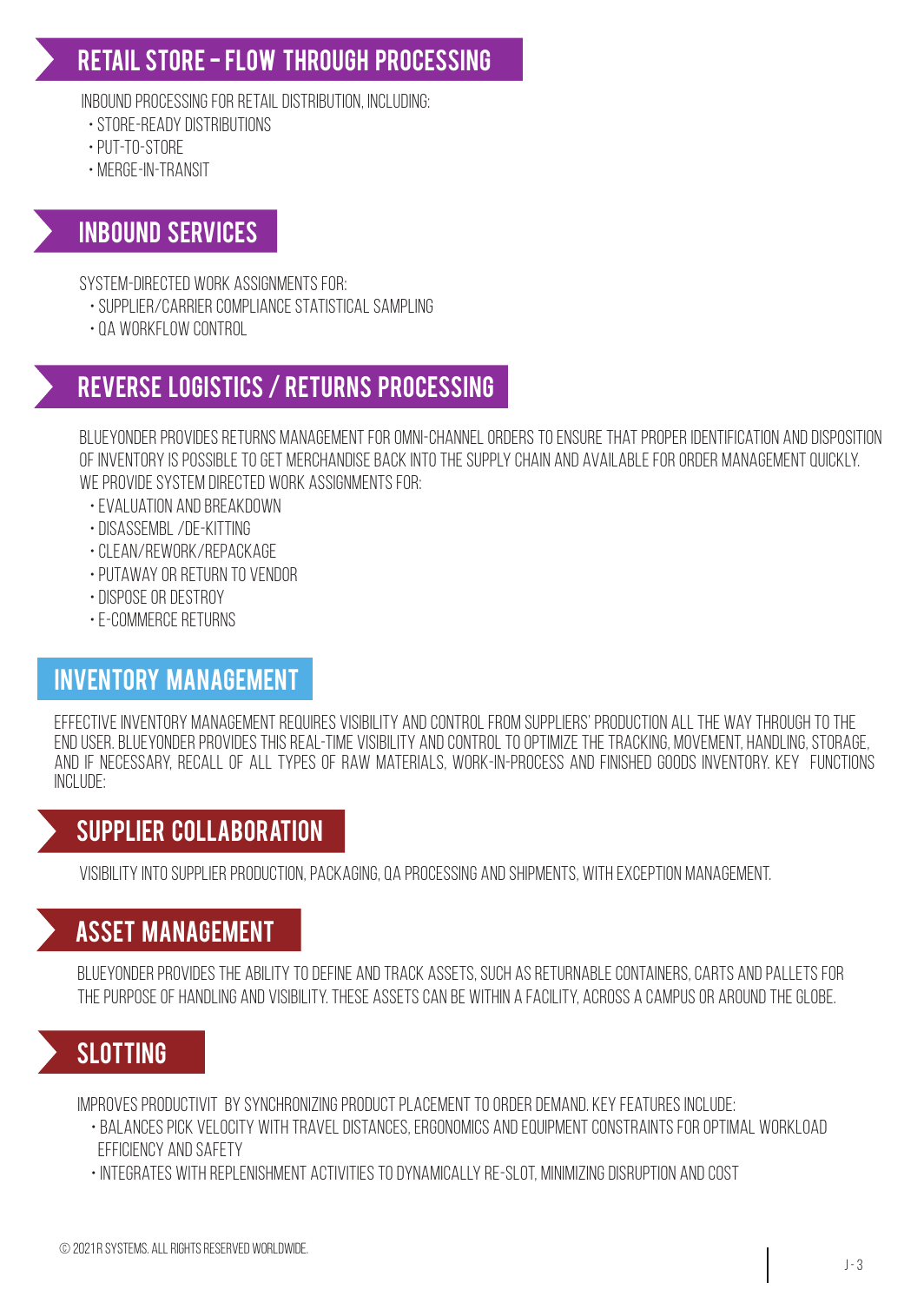## RETAIL STORE – FLOW THROUGH PROCESSING

INBOUND PROCESSING FOR RETAIL DISTRIBUTION, INCLUDING:

- STORE-READY DISTRIBUTIONS
- PUT-TO-STORE
- MERGE-IN-TRANSIT

## INBOUND SERVICES

SYSTEM-DIRECTED WORK ASSIGNMENTS FOR:

- SUPPLIER/CARRIER COMPLIANCE STATISTICAL SAMPLING
- QA WORKFLOW CONTROL

## REVERSE LOGISTICS / RETURNS PROCESSING

BLUEYONDER PROVIDES RETURNS MANAGEMENT FOR OMNI-CHANNEL ORDERS TO ENSURE THAT PROPER IDENTIFICATION AND DISPOSITION OF INVENTORY IS POSSIBLE TO GET MERCHANDISE BACK INTO THE SUPPLY CHAIN AND AVAILABLE FOR ORDER MANAGEMENT QUICKLY. WE PROVIDE SYSTEM DIRECTED WORK ASSIGNMENTS FOR:

- EVALUATION AND BREAKDOWN
- DISASSEMBL /DE-KITTING
- CLEAN/REWORK/REPACKAGE
- PUTAWAY OR RETURN TO VENDOR
- DISPOSE OR DESTROY
- E-COMMERCE RETURNS

## INVENTORY MANAGEMENT

EFFECTIVE INVENTORY MANAGEMENT REQUIRES VISIBILITY AND CONTROL FROM SUPPLIERS' PRODUCTION ALL THE WAY THROUGH TO THE END USER. BLUEYONDER PROVIDES THIS REAL-TIME VISIBILITY AND CONTROL TO OPTIMIZE THE TRACKING, MOVEMENT, HANDLING, STORAGE, AND IF NECESSARY, RECALL OF ALL TYPES OF RAW MATERIALS, WORK-IN-PROCESS AND FINISHED GOODS INVENTORY. KEY FUNCTIONS INCLUDE:

## SUPPLIER COLLABORATION

VISIBILITY INTO SUPPLIER PRODUCTION, PACKAGING, QA PROCESSING AND SHIPMENTS, WITH EXCEPTION MANAGEMENT.

## ASSET MANAGEMENT

BLUEYONDER PROVIDES THE ABILITY TO DEFINE AND TRACK ASSETS, SUCH AS RETURNABLE CONTAINERS, CARTS AND PALLETS FOR THE PURPOSE OF HANDLING AND VISIBILITY. THESE ASSETS CAN BE WITHIN A FACILITY, ACROSS A CAMPUS OR AROUND THE GLOBE.

## SLOTTING

IMPROVES PRODUCTIVIT BY SYNCHRONIZING PRODUCT PLACEMENT TO ORDER DEMAND. KEY FEATURES INCLUDE:

- BALANCES PICK VELOCITY WITH TRAVEL DISTANCES, ERGONOMICS AND EQUIPMENT CONSTRAINTS FOR OPTIMAL WORKLOAD EFFICIENCY AND SAFETY
- INTEGRATES WITH REPLENISHMENT ACTIVITIES TO DYNAMICALLY RE-SLOT, MINIMIZING DISRUPTION AND COST

© 2021 R SYSTEMS. ALL RIGHTS RESERVED WORLDWIDE.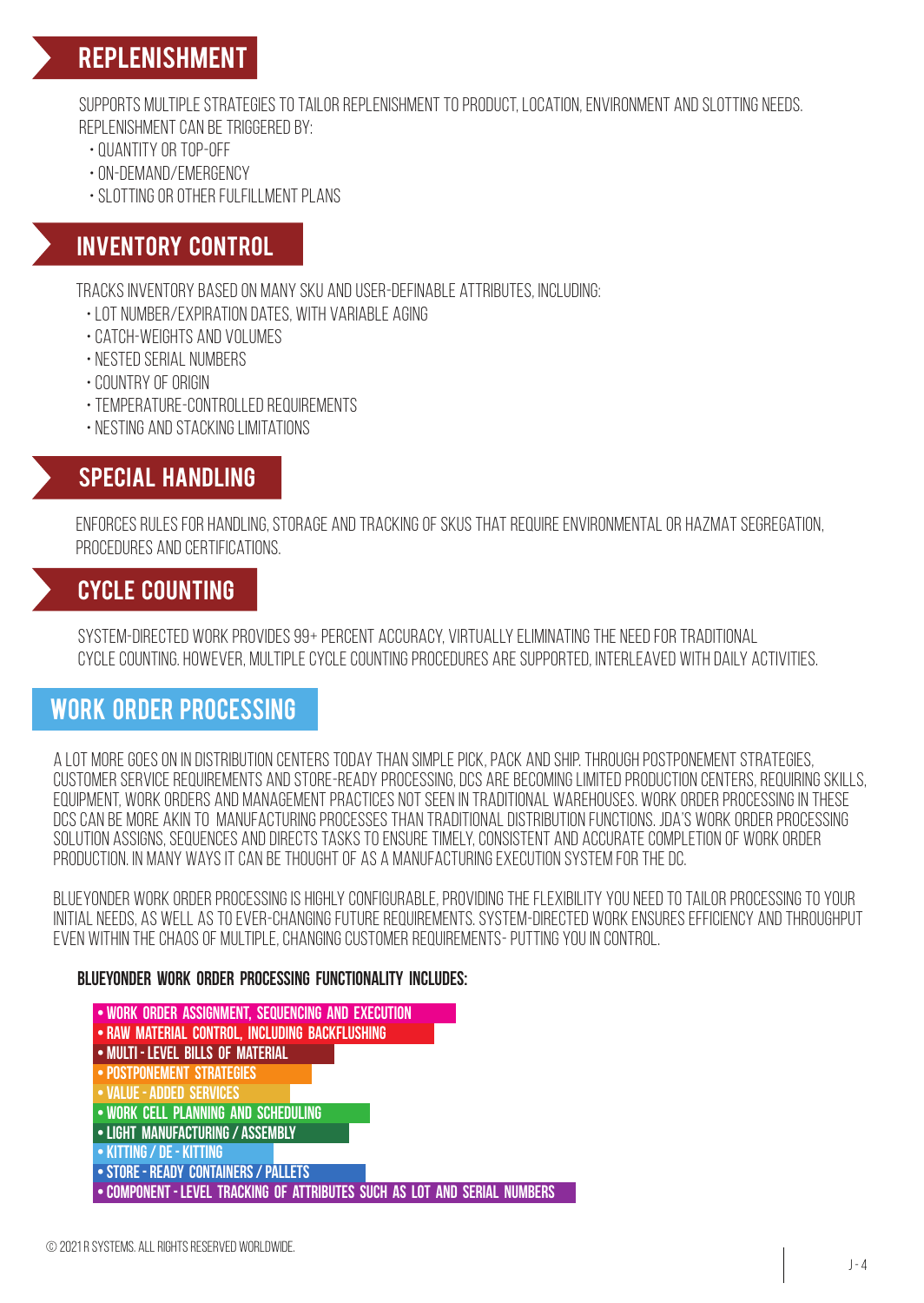## REPLENISHMENT

SUPPORTS MULTIPLE STRATEGIES TO TAILOR REPLENISHMENT TO PRODUCT, LOCATION, ENVIRONMENT AND SLOTTING NEEDS. REPLENISHMENT CAN BE TRIGGERED BY:

- QUANTITY OR TOP-OFF
- ON-DEMAND/EMERGENCY
- SLOTTING OR OTHER FULFILLMENT PLANS

## INVENTORY CONTROL

TRACKS INVENTORY BASED ON MANY SKU AND USER-DEFINABLE ATTRIBUTES, INCLUDING:

- LOT NUMBER/EXPIRATION DATES, WITH VARIABLE AGING
- CATCH-WEIGHTS AND VOLUMES
- NESTED SERIAL NUMBERS
- COUNTRY OF ORIGIN
- TEMPERATURE-CONTROLLED REQUIREMENTS
- NESTING AND STACKING LIMITATIONS

## SPECIAL HANDLING

ENFORCES RULES FOR HANDLING, STORAGE AND TRACKING OF SKUS THAT REQUIRE ENVIRONMENTAL OR HAZMAT SEGREGATION, PROCEDURES AND CERTIFICATIONS.

## CYCLE COUNTING

SYSTEM-DIRECTED WORK PROVIDES 99+ PERCENT ACCURACY, VIRTUALLY ELIMINATING THE NEED FOR TRADITIONAL CYCLE COUNTING. HOWEVER, MULTIPLE CYCLE COUNTING PROCEDURES ARE SUPPORTED, INTERLEAVED WITH DAILY ACTIVITIES.

## WORK ORDER PROCESSING

A LOT MORE GOES ON IN DISTRIBUTION CENTERS TODAY THAN SIMPLE PICK, PACK AND SHIP. THROUGH POSTPONEMENT STRATEGIES, CUSTOMER SERVICE REQUIREMENTS AND STORE-READY PROCESSING, DCS ARE BECOMING LIMITED PRODUCTION CENTERS, REQUIRING SKILLS, EQUIPMENT, WORK ORDERS AND MANAGEMENT PRACTICES NOT SEEN IN TRADITIONAL WAREHOUSES. WORK ORDER PROCESSING IN THESE DCS CAN BE MORE AKIN TO MANUFACTURING PROCESSES THAN TRADITIONAL DISTRIBUTION FUNCTIONS. JDA'S WORK ORDER PROCESSING SOLUTION ASSIGNS, SEQUENCES AND DIRECTS TASKS TO ENSURE TIMELY, CONSISTENT AND ACCURATE COMPLETION OF WORK ORDER PRODUCTION. IN MANY WAYS IT CAN BE THOUGHT OF AS A MANUFACTURING EXECUTION SYSTEM FOR THE DC.

BLUEYONDER WORK ORDER PROCESSING IS HIGHLY CONFIGURABLE, PROVIDING THE FLEXIBILITY YOU NEED TO TAILOR PROCESSING TO YOUR INITIAL NEEDS, AS WELL AS TO EVER-CHANGING FUTURE REQUIREMENTS. SYSTEM-DIRECTED WORK ENSURES EFFICIENCY AND THROUGHPUT EVEN WITHIN THE CHAOS OF MULTIPLE, CHANGING CUSTOMER REQUIREMENTS- PUTTING YOU IN CONTROL.

**BLUEYONDER WORK ORDER PROCESSING FUNCTIONALITY INCLUDES:**

- **WORK ORDER ASSIGNMENT, SEQUENCING AND EXECUTION**
- **RAW MATERIAL CONTROL, INCLUDING BACKFLUSHING**
- **MULTI - LEVEL BILLS OF MATERIAL**
- **POSTPONEMENT STRATEGIES**
- **VALUE - ADDED SERVICES**
- **WORK CELL PLANNING AND SCHEDULING**
- **LIGHT MANUFACTURING / ASSEMBLY**
- **KITTING / DE - KITTING**
- **STORE - READY CONTAINERS / PALLETS**
- **COMPONENT - LEVEL TRACKING OF ATTRIBUTES SUCH AS LOT AND SERIAL NUMBERS**

© 2021 R SYSTEMS. ALL RIGHTS RESERVED WORLDWIDE.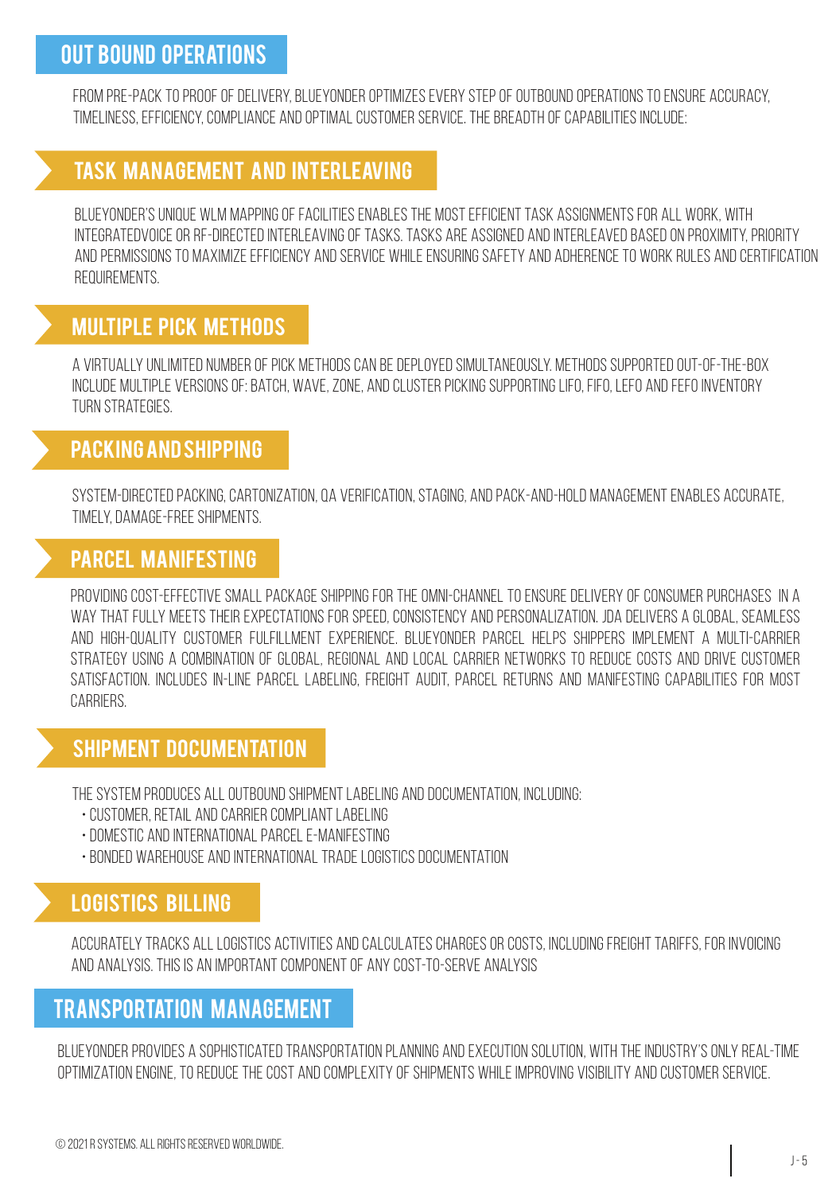## OUT BOUND OPERATIONS

FROM PRE-PACK TO PROOF OF DELIVERY, BLUEYONDER OPTIMIZES EVERY STEP OF OUTBOUND OPERATIONS TO ENSURE ACCURACY, TIMELINESS, EFFICIENCY, COMPLIANCE AND OPTIMAL CUSTOMER SERVICE. THE BREADTH OF CAPABILITIES INCLUDE:

### TASK MANAGEMENT AND INTERLEAVING

BLUEYONDER'S UNIQUE WLM MAPPING OF FACILITIES ENABLES THE MOST EFFICIENT TASK ASSIGNMENTS FOR ALL WORK, WITH INTEGRATEDVOICE OR RF-DIRECTED INTERLEAVING OF TASKS. TASKS ARE ASSIGNED AND INTERLEAVED BASED ON PROXIMITY, PRIORITY AND PERMISSIONS TO MAXIMIZE EFFICIENCY AND SERVICE WHILE ENSURING SAFETY AND ADHERENCE TO WORK RULES AND CERTIFICATION REQUIREMENTS.

### MULTIPLE PICK METHODS

A VIRTUALLY UNLIMITED NUMBER OF PICK METHODS CAN BE DEPLOYED SIMULTANEOUSLY. METHODS SUPPORTED OUT-OF-THE-BOX INCLUDE MULTIPLE VERSIONS OF: BATCH, WAVE, ZONE, AND CLUSTER PICKING SUPPORTING LIFO, FIFO, LEFO AND FEFO INVENTORY TURN STRATEGIES.

### PACKING AND SHIPPING

SYSTEM-DIRECTED PACKING, CARTONIZATION, QA VERIFICATION, STAGING, AND PACK-AND-HOLD MANAGEMENT ENABLES ACCURATE, TIMELY, DAMAGE-FREE SHIPMENTS.

### PARCEL MANIFESTING

PROVIDING COST-EFFECTIVE SMALL PACKAGE SHIPPING FOR THE OMNI-CHANNEL TO ENSURE DELIVERY OF CONSUMER PURCHASES IN A WAY THAT FULLY MEETS THEIR EXPECTATIONS FOR SPEED, CONSISTENCY AND PERSONALIZATION. JDA DELIVERS A GLOBAL, SEAMLESS AND HIGH-QUALITY CUSTOMER FULFILLMENT EXPERIENCE. BLUEYONDER PARCEL HELPS SHIPPERS IMPLEMENT A MULTI-CARRIER STRATEGY USING A COMBINATION OF GLOBAL, REGIONAL AND LOCAL CARRIER NETWORKS TO REDUCE COSTS AND DRIVE CUSTOMER SATISFACTION. INCLUDES IN-LINE PARCEL LABELING, FREIGHT AUDIT, PARCEL RETURNS AND MANIFESTING CAPABILITIES FOR MOST CARRIERS.

### SHIPMENT DOCUMENTATION

THE SYSTEM PRODUCES ALL OUTBOUND SHIPMENT LABELING AND DOCUMENTATION, INCLUDING:

- CUSTOMER, RETAIL AND CARRIER COMPLIANT LABELING
- DOMESTIC AND INTERNATIONAL PARCEL E-MANIFESTING
- BONDED WAREHOUSE AND INTERNATIONAL TRADE LOGISTICS DOCUMENTATION

### LOGISTICS BILLING

ACCURATELY TRACKS ALL LOGISTICS ACTIVITIES AND CALCULATES CHARGES OR COSTS, INCLUDING FREIGHT TARIFFS, FOR INVOICING AND ANALYSIS. THIS IS AN IMPORTANT COMPONENT OF ANY COST-TO-SERVE ANALYSIS

## TRANSPORTATION MANAGEMENT

BLUEYONDER PROVIDES A SOPHISTICATED TRANSPORTATION PLANNING AND EXECUTION SOLUTION, WITH THE INDUSTRY'S ONLY REAL-TIME OPTIMIZATION ENGINE, TO REDUCE THE COST AND COMPLEXITY OF SHIPMENTS WHILE IMPROVING VISIBILITY AND CUSTOMER SERVICE.

© 2021 R SYSTEMS. ALL RIGHTS RESERVED WORLDWIDE.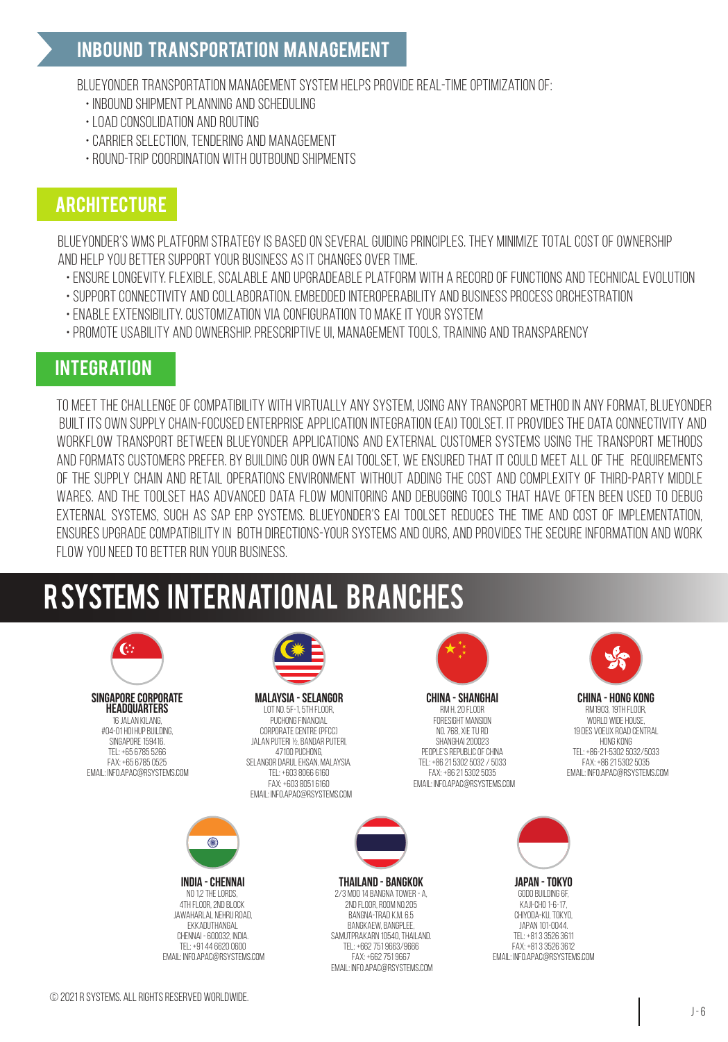## INBOUND TRANSPORTATION MANAGEMENT

BLUEYONDER TRANSPORTATION MANAGEMENT SYSTEM HELPS PROVIDE REAL-TIME OPTIMIZATION OF:

- INBOUND SHIPMENT PLANNING AND SCHEDULING
- LOAD CONSOLIDATION AND ROUTING
- CARRIER SELECTION, TENDERING AND MANAGEMENT
- ROUND-TRIP COORDINATION WITH OUTBOUND SHIPMENTS

## ARCHITECTURE

BLUEYONDER'S WMS PLATFORM STRATEGY IS BASED ON SEVERAL GUIDING PRINCIPLES. THEY MINIMIZE TOTAL COST OF OWNERSHIP AND HELP YOU BETTER SUPPORT YOUR BUSINESS AS IT CHANGES OVER TIME.

- ENSURE LONGEVITY. FLEXIBLE, SCALABLE AND UPGRADEABLE PLATFORM WITH A RECORD OF FUNCTIONS AND TECHNICAL EVOLUTION
- SUPPORT CONNECTIVITY AND COLLABORATION. EMBEDDED INTEROPERABILITY AND BUSINESS PROCESS ORCHESTRATION
- ENABLE EXTENSIBILITY. CUSTOMIZATION VIA CONFIGURATION TO MAKE IT YOUR SYSTEM
- PROMOTE USABILITY AND OWNERSHIP. PRESCRIPTIVE UI, MANAGEMENT TOOLS, TRAINING AND TRANSPARENCY

## INTEGRATION

TO MEET THE CHALLENGE OF COMPATIBILITY WITH VIRTUALLY ANY SYSTEM, USING ANY TRANSPORT METHOD IN ANY FORMAT, BLUEYONDER BUILT ITS OWN SUPPLY CHAIN-FOCUSED ENTERPRISE APPLICATION INTEGRATION (EAI) TOOLSET. IT PROVIDES THE DATA CONNECTIVITY AND WORKFLOW TRANSPORT BETWEEN BLUEYONDER APPLICATIONS AND EXTERNAL CUSTOMER SYSTEMS USING THE TRANSPORT METHODS AND FORMATS CUSTOMERS PREFER. BY BUILDING OUR OWN EAI TOOLSET, WE ENSURED THAT IT COULD MEET ALL OF THE REQUIREMENTS OF THE SUPPLY CHAIN AND RETAIL OPERATIONS ENVIRONMENT WITHOUT ADDING THE COST AND COMPLEXITY OF THIRD-PARTY MIDDLE WARES. AND THE TOOLSET HAS ADVANCED DATA FLOW MONITORING AND DEBUGGING TOOLS THAT HAVE OFTEN BEEN USED TO DEBUG EXTERNAL SYSTEMS, SUCH AS SAP ERP SYSTEMS. BLUEYONDER'S EAI TOOLSET REDUCES THE TIME AND COST OF IMPLEMENTATION, ENSURES UPGRADE COMPATIBILITY IN BOTH DIRECTIONS-YOUR SYSTEMS AND OURS, AND PROVIDES THE SECURE INFORMATION AND WORK FLOW YOU NEED TO BETTER RUN YOUR BUSINESS.

# R SYSTEMS INTERNATIONAL BRANCHES

**SINGAPORE CORPORATE HEADQUARTERS**
16 JALAN KILANG,
#04-01 HOI HUP BUILDING,
SINGAPORE 159416.
TEL: +65 6785 5266
FAX: +65 6785 0525
EMAIL: INFO.APAC@RSYSTEMS.COM

**MALAYSIA - SELANGOR**
LOT NO. 5F-1, 5TH FLOOR,
PUCHONG FINANCIAL
CORPORATE CENTRE (PFCC)
JALAN PUTERI ½, BANDAR PUTERI,
47100 PUCHONG,
SELANGOR DARUL EHSAN, MALAYSIA.
TEL: +603 8066 6160
FAX: +603 8051 6160
EMAIL: INFO.APAC@RSYSTEMS.COM

**CHINA - SHANGHAI**
RM H, 20 FLOOR
FORESIGHT MANSION
NO. 768, XIE TU RD
SHANGHAI 200023
PEOPLE'S REPUBLIC OF CHINA
TEL: +86 21 5302 5032 / 5033
FAX: +86 21 5302 5035
EMAIL: INFO.APAC@RSYSTEMS.COM

**CHINA - HONG KONG**
RM1903, 19TH FLOOR,
WORLD WIDE HOUSE,
19 DES VOEUX ROAD CENTRAL
HONG KONG
TEL: +86-21-5302 5032/5033
FAX: +86 21 5302 5035
EMAIL: INFO.APAC@RSYSTEMS.COM

**INDIA - CHENNAI**
NO 1,2 THE LORDS,
4TH FLOOR, 2ND BLOCK
JAWAHARLAL NEHRU ROAD,
EKKADUTHANGAL
CHENNAI - 600032, INDIA.
TEL: +91 44 6620 0600
EMAIL: INFO.APAC@RSYSTEMS.COM

**THAILAND - BANGKOK**
2/3 MOO 14 BANGNA TOWER - A,
2ND FLOOR, ROOM NO.205
BANGNA-TRAD K.M. 6.5
BANGKAEW, BANGPLEE,
SAMUTPRAKARN 10540, THAILAND.
TEL: +662 751 9663/9666
FAX: +662 751 9667
EMAIL: INFO.APAC@RSYSTEMS.COM

**JAPAN - TOKYO**
GODO BUILDING 6F,
KAJI-CHO 1-6-17,
CHIYODA-KU, TOKYO,
JAPAN 101-0044.
TEL: +81 3 3526 3611
FAX: +81 3 3526 3612
EMAIL: INFO.APAC@RSYSTEMS.COM

© 2021 R SYSTEMS. ALL RIGHTS RESERVED WORLDWIDE.